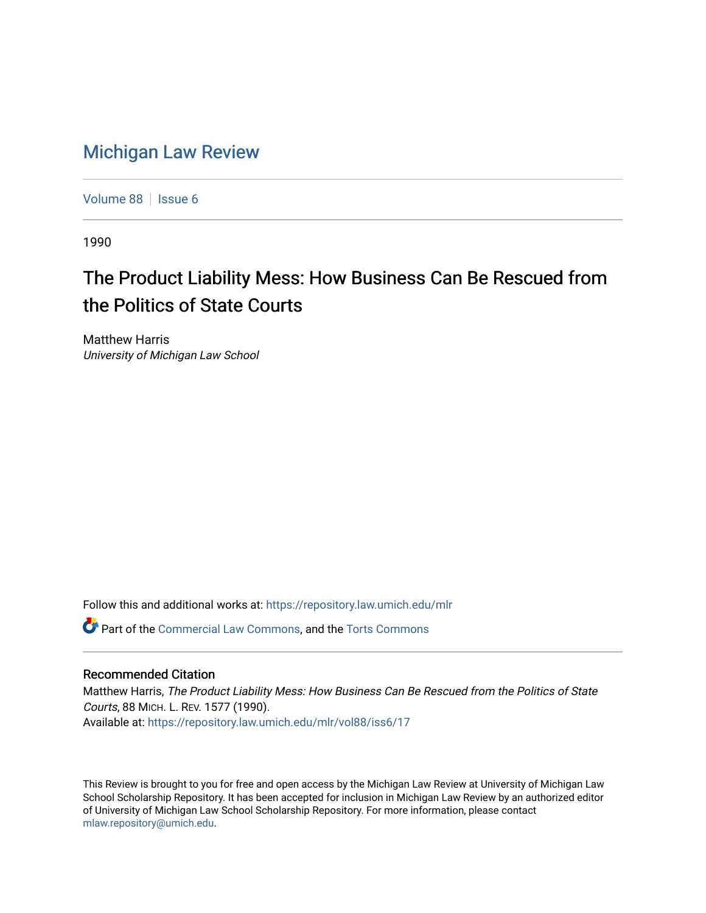# Michigan Law Review

Volume 88 | Issue 6

1990

## The Product Liability Mess: How Business Can Be Rescued from the Politics of State Courts

Matthew Harris
*University of Michigan Law School*

Follow this and additional works at: https://repository.law.umich.edu/mlr

Part of the Commercial Law Commons, and the Torts Commons

### Recommended Citation

Matthew Harris, *The Product Liability Mess: How Business Can Be Rescued from the Politics of State Courts*, 88 MICH. L. REV. 1577 (1990).
Available at: https://repository.law.umich.edu/mlr/vol88/iss6/17

This Review is brought to you for free and open access by the Michigan Law Review at University of Michigan Law School Scholarship Repository. It has been accepted for inclusion in Michigan Law Review by an authorized editor of University of Michigan Law School Scholarship Repository. For more information, please contact mlaw.repository@umich.edu.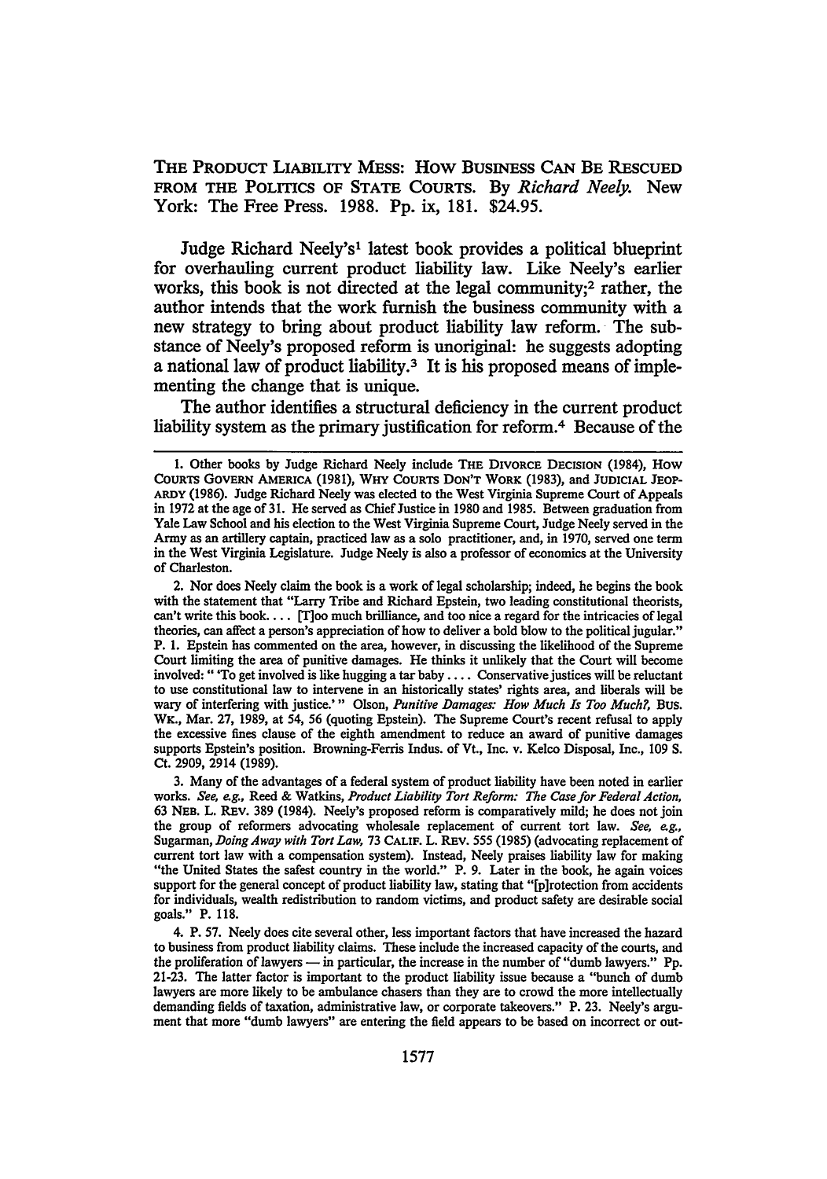THE PRODUCT LIABILITY MESS: HOW BUSINESS CAN BE RESCUED FROM THE POLITICS OF STATE COURTS. By *Richard Neely*. New York: The Free Press. 1988. Pp. ix, 181. $24.95.

Judge Richard Neely's[1] latest book provides a political blueprint for overhauling current product liability law. Like Neely's earlier works, this book is not directed at the legal community;[2] rather, the author intends that the work furnish the business community with a new strategy to bring about product liability law reform. The substance of Neely's proposed reform is unoriginal: he suggests adopting a national law of product liability.[3] It is his proposed means of implementing the change that is unique.

The author identifies a structural deficiency in the current product liability system as the primary justification for reform.[4] Because of the

---

1. Other books by Judge Richard Neely include THE DIVORCE DECISION (1984), HOW COURTS GOVERN AMERICA (1981), WHY COURTS DON'T WORK (1983), and JUDICIAL JEOPARDY (1986). Judge Richard Neely was elected to the West Virginia Supreme Court of Appeals in 1972 at the age of 31. He served as Chief Justice in 1980 and 1985. Between graduation from Yale Law School and his election to the West Virginia Supreme Court, Judge Neely served in the Army as an artillery captain, practiced law as a solo practitioner, and, in 1970, served one term in the West Virginia Legislature. Judge Neely is also a professor of economics at the University of Charleston.

2. Nor does Neely claim the book is a work of legal scholarship; indeed, he begins the book with the statement that "Larry Tribe and Richard Epstein, two leading constitutional theorists, can't write this book. . . . [T]oo much brilliance, and too nice a regard for the intricacies of legal theories, can affect a person's appreciation of how to deliver a bold blow to the political jugular." P. 1. Epstein has commented on the area, however, in discussing the likelihood of the Supreme Court limiting the area of punitive damages. He thinks it unlikely that the Court will become involved: " 'To get involved is like hugging a tar baby . . . . Conservative justices will be reluctant to use constitutional law to intervene in an historically states' rights area, and liberals will be wary of interfering with justice.' " Olson, *Punitive Damages: How Much Is Too Much?*, BUS. WK., Mar. 27, 1989, at 54, 56 (quoting Epstein). The Supreme Court's recent refusal to apply the excessive fines clause of the eighth amendment to reduce an award of punitive damages supports Epstein's position. Browning-Ferris Indus. of Vt., Inc. v. Kelco Disposal, Inc., 109 S. Ct. 2909, 2914 (1989).

3. Many of the advantages of a federal system of product liability have been noted in earlier works. *See, e.g.*, Reed & Watkins, *Product Liability Tort Reform: The Case for Federal Action*, 63 NEB. L. REV. 389 (1984). Neely's proposed reform is comparatively mild; he does not join the group of reformers advocating wholesale replacement of current tort law. *See, e.g.*, Sugarman, *Doing Away with Tort Law*, 73 CALIF. L. REV. 555 (1985) (advocating replacement of current tort law with a compensation system). Instead, Neely praises liability law for making "the United States the safest country in the world." P. 9. Later in the book, he again voices support for the general concept of product liability law, stating that "[p]rotection from accidents for individuals, wealth redistribution to random victims, and product safety are desirable social goals." P. 118.

4. P. 57. Neely does cite several other, less important factors that have increased the hazard to business from product liability claims. These include the increased capacity of the courts, and the proliferation of lawyers — in particular, the increase in the number of "dumb lawyers." Pp. 21-23. The latter factor is important to the product liability issue because a "bunch of dumb lawyers are more likely to be ambulance chasers than they are to crowd the more intellectually demanding fields of taxation, administrative law, or corporate takeovers." P. 23. Neely's argument that more "dumb lawyers" are entering the field appears to be based on incorrect or out-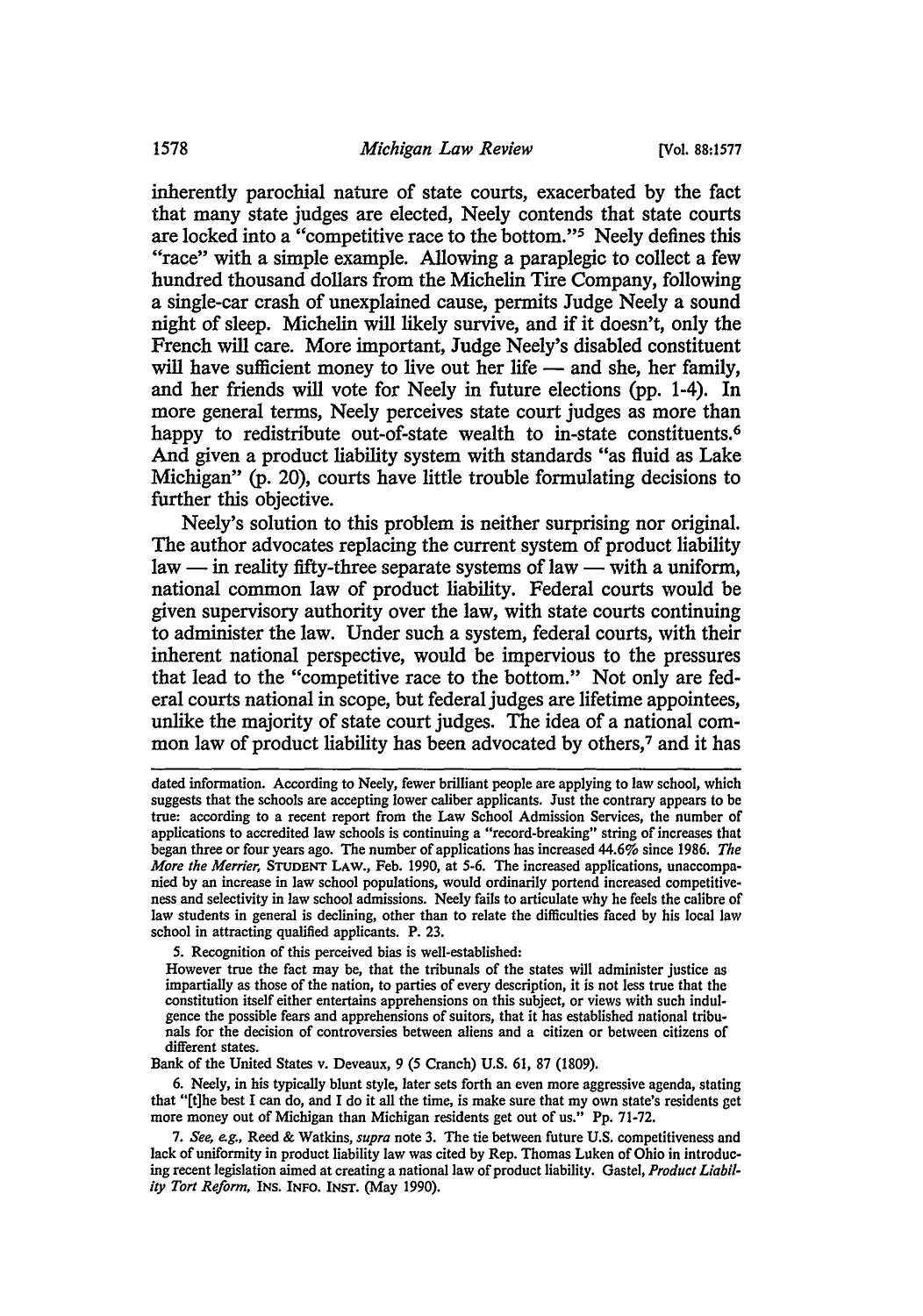inherently parochial nature of state courts, exacerbated by the fact that many state judges are elected, Neely contends that state courts are locked into a "competitive race to the bottom."[5] Neely defines this "race" with a simple example. Allowing a paraplegic to collect a few hundred thousand dollars from the Michelin Tire Company, following a single-car crash of unexplained cause, permits Judge Neely a sound night of sleep. Michelin will likely survive, and if it doesn't, only the French will care. More important, Judge Neely's disabled constituent will have sufficient money to live out her life — and she, her family, and her friends will vote for Neely in future elections (pp. 1-4). In more general terms, Neely perceives state court judges as more than happy to redistribute out-of-state wealth to in-state constituents.[6] And given a product liability system with standards "as fluid as Lake Michigan" (p. 20), courts have little trouble formulating decisions to further this objective.

Neely's solution to this problem is neither surprising nor original. The author advocates replacing the current system of product liability law — in reality fifty-three separate systems of law — with a uniform, national common law of product liability. Federal courts would be given supervisory authority over the law, with state courts continuing to administer the law. Under such a system, federal courts, with their inherent national perspective, would be impervious to the pressures that lead to the "competitive race to the bottom." Not only are federal courts national in scope, but federal judges are lifetime appointees, unlike the majority of state court judges. The idea of a national common law of product liability has been advocated by others,[7] and it has

---

dated information. According to Neely, fewer brilliant people are applying to law school, which suggests that the schools are accepting lower caliber applicants. Just the contrary appears to be true: according to a recent report from the Law School Admission Services, the number of applications to accredited law schools is continuing a "record-breaking" string of increases that began three or four years ago. The number of applications has increased 44.6% since 1986. *The More the Merrier*, STUDENT LAW., Feb. 1990, at 5-6. The increased applications, unaccompanied by an increase in law school populations, would ordinarily portend increased competitiveness and selectivity in law school admissions. Neely fails to articulate why he feels the calibre of law students in general is declining, other than to relate the difficulties faced by his local law school in attracting qualified applicants. P. 23.

5. Recognition of this perceived bias is well-established:

> However true the fact may be, that the tribunals of the states will administer justice as impartially as those of the nation, to parties of every description, it is not less true that the constitution itself either entertains apprehensions on this subject, or views with such indulgence the possible fears and apprehensions of suitors, that it has established national tribunals for the decision of controversies between aliens and a citizen or between citizens of different states.

Bank of the United States v. Deveaux, 9 (5 Cranch) U.S. 61, 87 (1809).

6. Neely, in his typically blunt style, later sets forth an even more aggressive agenda, stating that "[t]he best I can do, and I do it all the time, is make sure that my own state's residents get more money out of Michigan than Michigan residents get out of us." Pp. 71-72.

7. *See, e.g.*, Reed & Watkins, *supra* note 3. The tie between future U.S. competitiveness and lack of uniformity in product liability law was cited by Rep. Thomas Luken of Ohio in introducing recent legislation aimed at creating a national law of product liability. Gastel, *Product Liability Tort Reform*, INS. INFO. INST. (May 1990).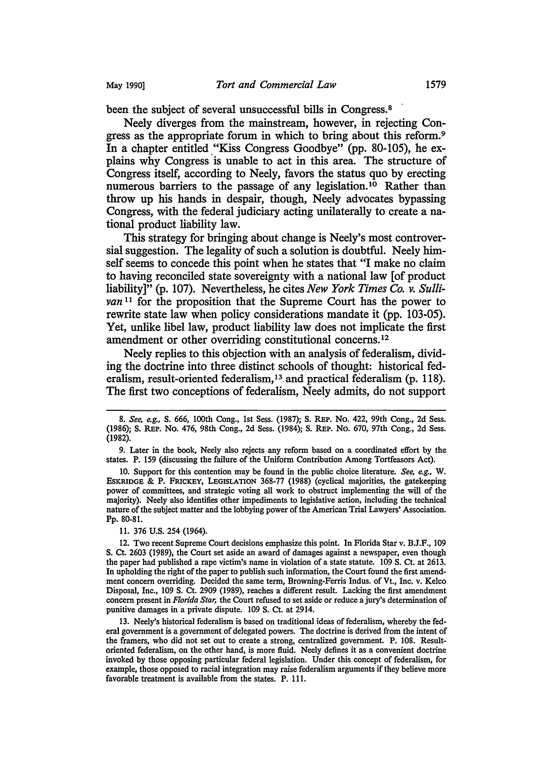been the subject of several unsuccessful bills in Congress.[8]

Neely diverges from the mainstream, however, in rejecting Congress as the appropriate forum in which to bring about this reform.[9] In a chapter entitled "Kiss Congress Goodbye" (pp. 80-105), he explains why Congress is unable to act in this area. The structure of Congress itself, according to Neely, favors the status quo by erecting numerous barriers to the passage of any legislation.[10] Rather than throw up his hands in despair, though, Neely advocates bypassing Congress, with the federal judiciary acting unilaterally to create a national product liability law.

This strategy for bringing about change is Neely's most controversial suggestion. The legality of such a solution is doubtful. Neely himself seems to concede this point when he states that "I make no claim to having reconciled state sovereignty with a national law [of product liability]" (p. 107). Nevertheless, he cites *New York Times Co. v. Sullivan*[11] for the proposition that the Supreme Court has the power to rewrite state law when policy considerations mandate it (pp. 103-05). Yet, unlike libel law, product liability law does not implicate the first amendment or other overriding constitutional concerns.[12]

Neely replies to this objection with an analysis of federalism, dividing the doctrine into three distinct schools of thought: historical federalism, result-oriented federalism,[13] and practical federalism (p. 118). The first two conceptions of federalism, Neely admits, do not support

---

8. *See, e.g.*, S. 666, 100th Cong., 1st Sess. (1987); S. REP. No. 422, 99th Cong., 2d Sess. (1986); S. REP. No. 476, 98th Cong., 2d Sess. (1984); S. REP. No. 670, 97th Cong., 2d Sess. (1982).

9. Later in the book, Neely also rejects any reform based on a coordinated effort by the states. P. 159 (discussing the failure of the Uniform Contribution Among Tortfeasors Act).

10. Support for this contention may be found in the public choice literature. *See, e.g.*, W. ESKRIDGE & P. FRICKEY, LEGISLATION 368-77 (1988) (cyclical majorities, the gatekeeping power of committees, and strategic voting all work to obstruct implementing the will of the majority). Neely also identifies other impediments to legislative action, including the technical nature of the subject matter and the lobbying power of the American Trial Lawyers' Association. Pp. 80-81.

11. 376 U.S. 254 (1964).

12. Two recent Supreme Court decisions emphasize this point. In Florida Star v. B.J.F., 109 S. Ct. 2603 (1989), the Court set aside an award of damages against a newspaper, even though the paper had published a rape victim's name in violation of a state statute. 109 S. Ct. at 2613. In upholding the right of the paper to publish such information, the Court found the first amendment concern overriding. Decided the same term, Browning-Ferris Indus. of Vt., Inc. v. Kelco Disposal, Inc., 109 S. Ct. 2909 (1989), reaches a different result. Lacking the first amendment concern present in *Florida Star*, the Court refused to set aside or reduce a jury's determination of punitive damages in a private dispute. 109 S. Ct. at 2914.

13. Neely's historical federalism is based on traditional ideas of federalism, whereby the federal government is a government of delegated powers. The doctrine is derived from the intent of the framers, who did not set out to create a strong, centralized government. P. 108. Result-oriented federalism, on the other hand, is more fluid. Neely defines it as a convenient doctrine invoked by those opposing particular federal legislation. Under this concept of federalism, for example, those opposed to racial integration may raise federalism arguments if they believe more favorable treatment is available from the states. P. 111.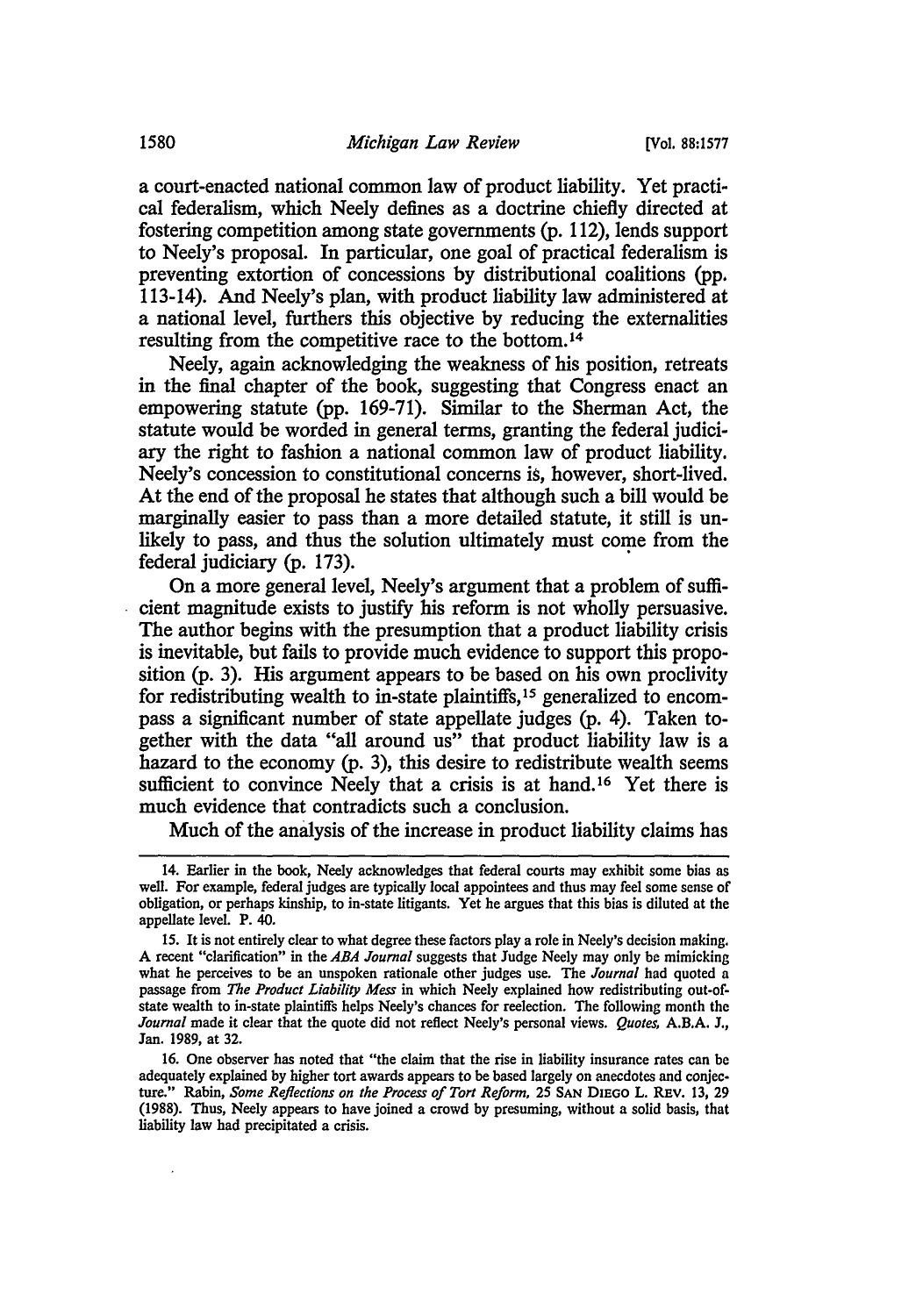a court-enacted national common law of product liability. Yet practical federalism, which Neely defines as a doctrine chiefly directed at fostering competition among state governments (p. 112), lends support to Neely's proposal. In particular, one goal of practical federalism is preventing extortion of concessions by distributional coalitions (pp. 113-14). And Neely's plan, with product liability law administered at a national level, furthers this objective by reducing the externalities resulting from the competitive race to the bottom.[14]

Neely, again acknowledging the weakness of his position, retreats in the final chapter of the book, suggesting that Congress enact an empowering statute (pp. 169-71). Similar to the Sherman Act, the statute would be worded in general terms, granting the federal judiciary the right to fashion a national common law of product liability. Neely's concession to constitutional concerns is, however, short-lived. At the end of the proposal he states that although such a bill would be marginally easier to pass than a more detailed statute, it still is unlikely to pass, and thus the solution ultimately must come from the federal judiciary (p. 173).

On a more general level, Neely's argument that a problem of sufficient magnitude exists to justify his reform is not wholly persuasive. The author begins with the presumption that a product liability crisis is inevitable, but fails to provide much evidence to support this proposition (p. 3). His argument appears to be based on his own proclivity for redistributing wealth to in-state plaintiffs,[15] generalized to encompass a significant number of state appellate judges (p. 4). Taken together with the data "all around us" that product liability law is a hazard to the economy (p. 3), this desire to redistribute wealth seems sufficient to convince Neely that a crisis is at hand.[16] Yet there is much evidence that contradicts such a conclusion.

Much of the analysis of the increase in product liability claims has

---

14. Earlier in the book, Neely acknowledges that federal courts may exhibit some bias as well. For example, federal judges are typically local appointees and thus may feel some sense of obligation, or perhaps kinship, to in-state litigants. Yet he argues that this bias is diluted at the appellate level. P. 40.

15. It is not entirely clear to what degree these factors play a role in Neely's decision making. A recent "clarification" in the *ABA Journal* suggests that Judge Neely may only be mimicking what he perceives to be an unspoken rationale other judges use. The *Journal* had quoted a passage from *The Product Liability Mess* in which Neely explained how redistributing out-of-state wealth to in-state plaintiffs helps Neely's chances for reelection. The following month the *Journal* made it clear that the quote did not reflect Neely's personal views. *Quotes*, A.B.A. J., Jan. 1989, at 32.

16. One observer has noted that "the claim that the rise in liability insurance rates can be adequately explained by higher tort awards appears to be based largely on anecdotes and conjecture." Rabin, *Some Reflections on the Process of Tort Reform*, 25 SAN DIEGO L. REV. 13, 29 (1988). Thus, Neely appears to have joined a crowd by presuming, without a solid basis, that liability law had precipitated a crisis.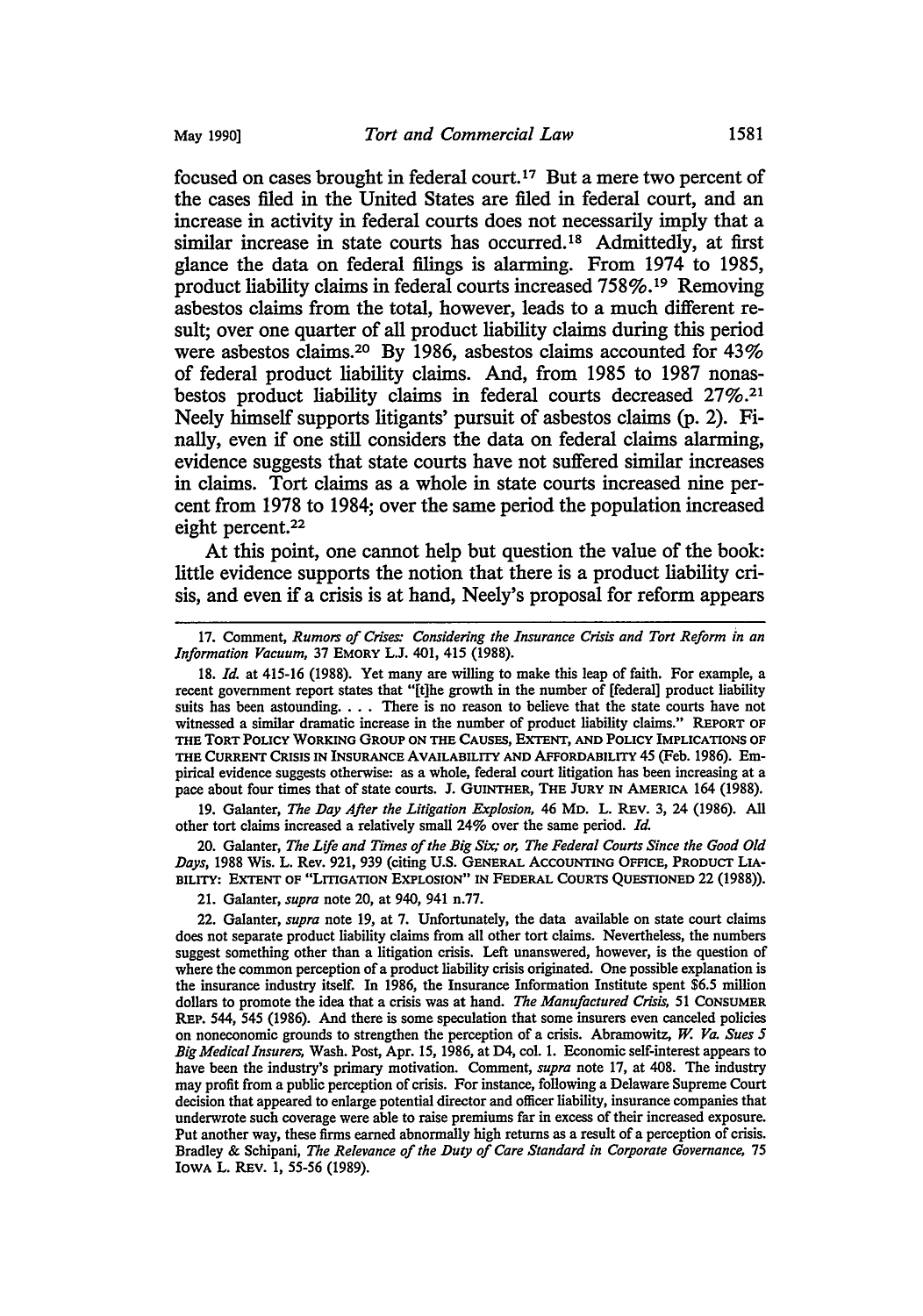focused on cases brought in federal court.[17] But a mere two percent of the cases filed in the United States are filed in federal court, and an increase in activity in federal courts does not necessarily imply that a similar increase in state courts has occurred.[18] Admittedly, at first glance the data on federal filings is alarming. From 1974 to 1985, product liability claims in federal courts increased 758%.[19] Removing asbestos claims from the total, however, leads to a much different result; over one quarter of all product liability claims during this period were asbestos claims.[20] By 1986, asbestos claims accounted for 43% of federal product liability claims. And, from 1985 to 1987 nonasbestos product liability claims in federal courts decreased 27%.[21] Neely himself supports litigants' pursuit of asbestos claims (p. 2). Finally, even if one still considers the data on federal claims alarming, evidence suggests that state courts have not suffered similar increases in claims. Tort claims as a whole in state courts increased nine percent from 1978 to 1984; over the same period the population increased eight percent.[22]

At this point, one cannot help but question the value of the book: little evidence supports the notion that there is a product liability crisis, and even if a crisis is at hand, Neely's proposal for reform appears

---

17. Comment, *Rumors of Crises: Considering the Insurance Crisis and Tort Reform in an Information Vacuum*, 37 EMORY L.J. 401, 415 (1988).

18. *Id.* at 415-16 (1988). Yet many are willing to make this leap of faith. For example, a recent government report states that "[t]he growth in the number of [federal] product liability suits has been astounding. . . . There is no reason to believe that the state courts have not witnessed a similar dramatic increase in the number of product liability claims." REPORT OF THE TORT POLICY WORKING GROUP ON THE CAUSES, EXTENT, AND POLICY IMPLICATIONS OF THE CURRENT CRISIS IN INSURANCE AVAILABILITY AND AFFORDABILITY 45 (Feb. 1986). Empirical evidence suggests otherwise: as a whole, federal court litigation has been increasing at a pace about four times that of state courts. J. GUINTHER, THE JURY IN AMERICA 164 (1988).

19. Galanter, *The Day After the Litigation Explosion*, 46 MD. L. REV. 3, 24 (1986). All other tort claims increased a relatively small 24% over the same period. *Id.*

20. Galanter, *The Life and Times of the Big Six; or, The Federal Courts Since the Good Old Days*, 1988 Wis. L. Rev. 921, 939 (citing U.S. GENERAL ACCOUNTING OFFICE, PRODUCT LIABILITY: EXTENT OF "LITIGATION EXPLOSION" IN FEDERAL COURTS QUESTIONED 22 (1988)).

21. Galanter, *supra* note 20, at 940, 941 n.77.

22. Galanter, *supra* note 19, at 7. Unfortunately, the data available on state court claims does not separate product liability claims from all other tort claims. Nevertheless, the numbers suggest something other than a litigation crisis. Left unanswered, however, is the question of where the common perception of a product liability crisis originated. One possible explanation is the insurance industry itself. In 1986, the Insurance Information Institute spent $6.5 million dollars to promote the idea that a crisis was at hand. *The Manufactured Crisis*, 51 CONSUMER REP. 544, 545 (1986). And there is some speculation that some insurers even canceled policies on noneconomic grounds to strengthen the perception of a crisis. Abramowitz, *W. Va. Sues 5 Big Medical Insurers*, Wash. Post, Apr. 15, 1986, at D4, col. 1. Economic self-interest appears to have been the industry's primary motivation. Comment, *supra* note 17, at 408. The industry may profit from a public perception of crisis. For instance, following a Delaware Supreme Court decision that appeared to enlarge potential director and officer liability, insurance companies that underwrote such coverage were able to raise premiums far in excess of their increased exposure. Put another way, these firms earned abnormally high returns as a result of a perception of crisis. Bradley & Schipani, *The Relevance of the Duty of Care Standard in Corporate Governance*, 75 IOWA L. REV. 1, 55-56 (1989).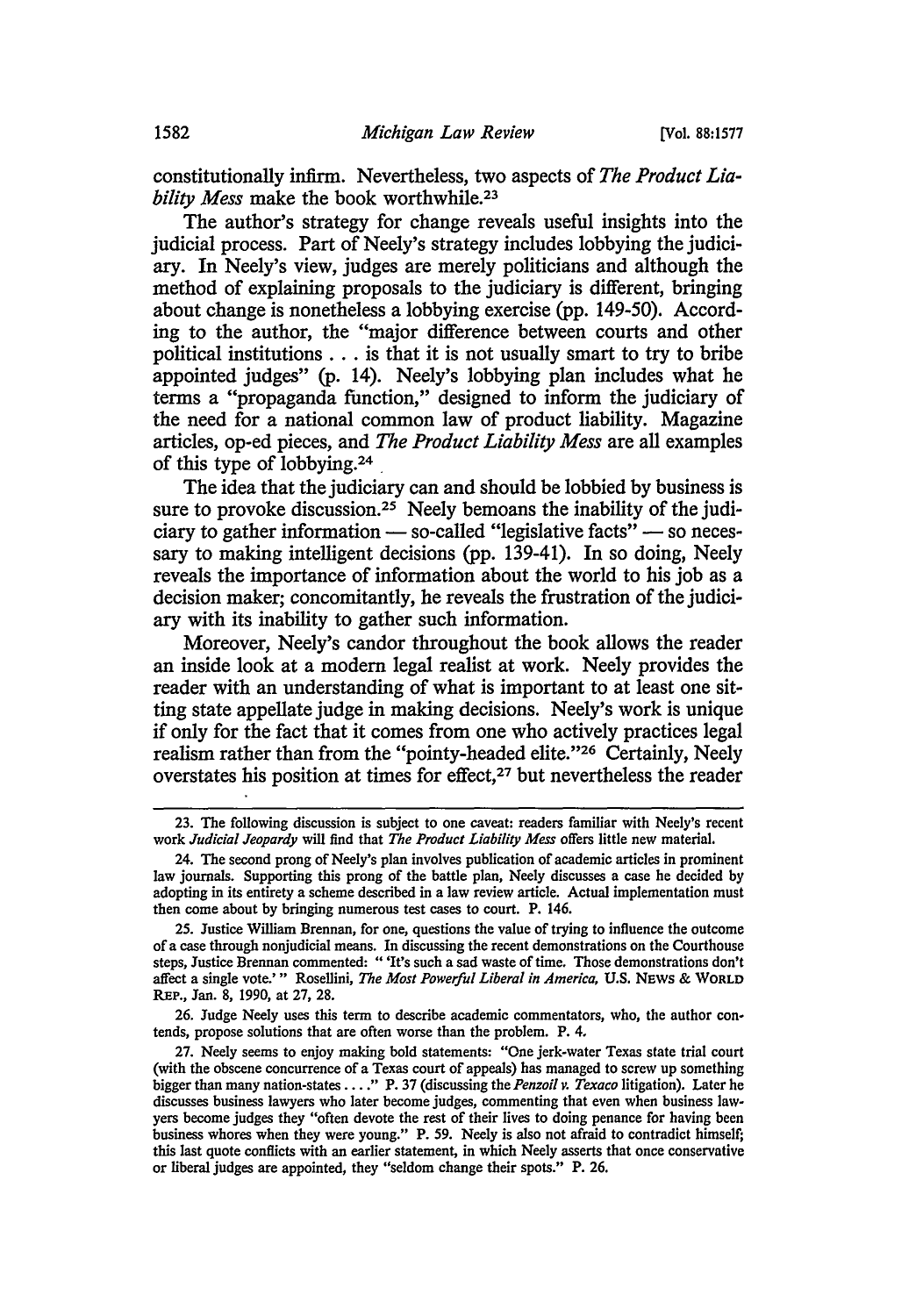constitutionally infirm. Nevertheless, two aspects of *The Product Liability Mess* make the book worthwhile.[23]

The author's strategy for change reveals useful insights into the judicial process. Part of Neely's strategy includes lobbying the judiciary. In Neely's view, judges are merely politicians and although the method of explaining proposals to the judiciary is different, bringing about change is nonetheless a lobbying exercise (pp. 149-50). According to the author, the "major difference between courts and other political institutions . . . is that it is not usually smart to try to bribe appointed judges" (p. 14). Neely's lobbying plan includes what he terms a "propaganda function," designed to inform the judiciary of the need for a national common law of product liability. Magazine articles, op-ed pieces, and *The Product Liability Mess* are all examples of this type of lobbying.[24]

The idea that the judiciary can and should be lobbied by business is sure to provoke discussion.[25] Neely bemoans the inability of the judiciary to gather information — so-called "legislative facts" — so necessary to making intelligent decisions (pp. 139-41). In so doing, Neely reveals the importance of information about the world to his job as a decision maker; concomitantly, he reveals the frustration of the judiciary with its inability to gather such information.

Moreover, Neely's candor throughout the book allows the reader an inside look at a modern legal realist at work. Neely provides the reader with an understanding of what is important to at least one sitting state appellate judge in making decisions. Neely's work is unique if only for the fact that it comes from one who actively practices legal realism rather than from the "pointy-headed elite."[26] Certainly, Neely overstates his position at times for effect,[27] but nevertheless the reader

---

23. The following discussion is subject to one caveat: readers familiar with Neely's recent work *Judicial Jeopardy* will find that *The Product Liability Mess* offers little new material.

24. The second prong of Neely's plan involves publication of academic articles in prominent law journals. Supporting this prong of the battle plan, Neely discusses a case he decided by adopting in its entirety a scheme described in a law review article. Actual implementation must then come about by bringing numerous test cases to court. P. 146.

25. Justice William Brennan, for one, questions the value of trying to influence the outcome of a case through nonjudicial means. In discussing the recent demonstrations on the Courthouse steps, Justice Brennan commented: " 'It's such a sad waste of time. Those demonstrations don't affect a single vote.' " Rosellini, *The Most Powerful Liberal in America*, U.S. NEWS & WORLD REP., Jan. 8, 1990, at 27, 28.

26. Judge Neely uses this term to describe academic commentators, who, the author contends, propose solutions that are often worse than the problem. P. 4.

27. Neely seems to enjoy making bold statements: "One jerk-water Texas state trial court (with the obscene concurrence of a Texas court of appeals) has managed to screw up something bigger than many nation-states . . . ." P. 37 (discussing the *Penzoil v. Texaco* litigation). Later he discusses business lawyers who later become judges, commenting that even when business lawyers become judges they "often devote the rest of their lives to doing penance for having been business whores when they were young." P. 59. Neely is also not afraid to contradict himself; this last quote conflicts with an earlier statement, in which Neely asserts that once conservative or liberal judges are appointed, they "seldom change their spots." P. 26.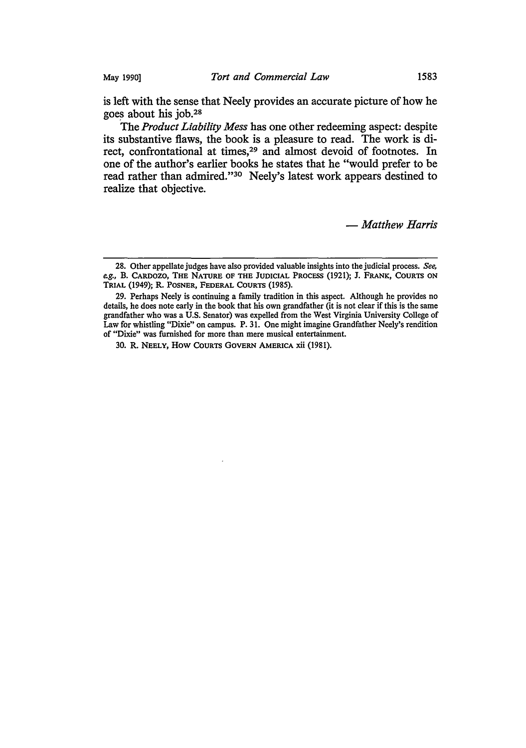is left with the sense that Neely provides an accurate picture of how he goes about his job.[28]

The *Product Liability Mess* has one other redeeming aspect: despite its substantive flaws, the book is a pleasure to read. The work is direct, confrontational at times,[29] and almost devoid of footnotes. In one of the author's earlier books he states that he "would prefer to be read rather than admired."[30] Neely's latest work appears destined to realize that objective.

— *Matthew Harris*

---

28. Other appellate judges have also provided valuable insights into the judicial process. *See, e.g.*, B. CARDOZO, THE NATURE OF THE JUDICIAL PROCESS (1921); J. FRANK, COURTS ON TRIAL (1949); R. POSNER, FEDERAL COURTS (1985).

29. Perhaps Neely is continuing a family tradition in this aspect. Although he provides no details, he does note early in the book that his own grandfather (it is not clear if this is the same grandfather who was a U.S. Senator) was expelled from the West Virginia University College of Law for whistling "Dixie" on campus. P. 31. One might imagine Grandfather Neely's rendition of "Dixie" was furnished for more than mere musical entertainment.

30. R. NEELY, HOW COURTS GOVERN AMERICA xii (1981).